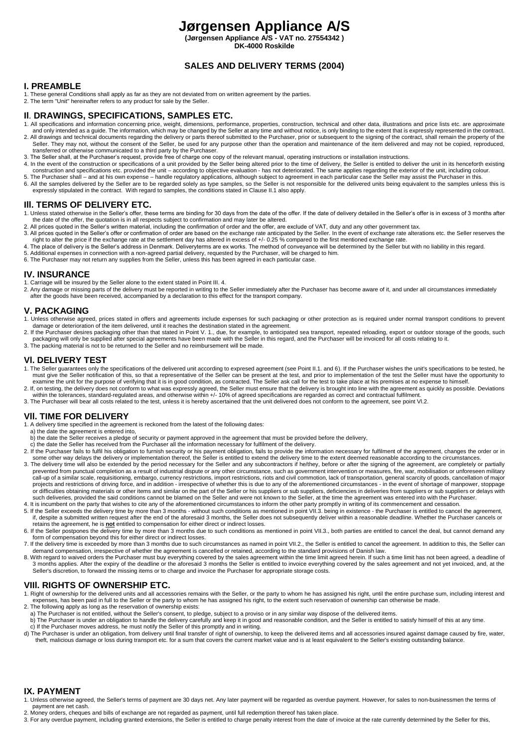# Jørgensen Appliance A/S

**(Jørgensen Appliance A/S - VAT no. 27554342 )**
**DK-4000 Roskilde**

## SALES AND DELIVERY TERMS (2004)

## I. PREAMBLE

1. These general Conditions shall apply as far as they are not deviated from on written agreement by the parties.
2. The term "Unit" hereinafter refers to any product for sale by the Seller.

## II. DRAWINGS, SPECIFICATIONS, SAMPLES ETC.

1. All specifications and information concerning price, weight, dimensions, performance, properties, construction, technical and other data, illustrations and price lists etc. are approximate and only intended as a guide. The information, which may be changed by the Seller at any time and without notice, is only binding to the extent that is expressly represented in the contract.
2. All drawings and technical documents regarding the delivery or parts thereof submitted to the Purchaser, prior or subsequent to the signing of the contract, shall remain the property of the Seller. They may not, without the consent of the Seller, be used for any purpose other than the operation and maintenance of the item delivered and may not be copied, reproduced, transferred or otherwise communicated to a third party by the Purchaser.
3. The Seller shall, at the Purchaser's request, provide free of charge one copy of the relevant manual, operating instructions or installation instructions.
4. In the event of the construction or specifications of a unit provided by the Seller being altered prior to the time of delivery, the Seller is entitled to deliver the unit in its henceforth existing construction and specifications etc. provided the unit – according to objective evaluation - has not deteriorated. The same applies regarding the exterior of the unit, including colour.
5. The Purchaser shall – and at his own expense – handle regulatory applications, although subject to agreement in each particular case the Seller may assist the Purchaser in this.
6. All the samples delivered by the Seller are to be regarded solely as type samples, so the Seller is not responsible for the delivered units being equivalent to the samples unless this is expressly stipulated in the contract. With regard to samples, the conditions stated in Clause II.1 also apply.

## III. TERMS OF DELIVERY ETC.

1. Unless stated otherwise in the Seller's offer, these terms are binding for 30 days from the date of the offer. If the date of delivery detailed in the Seller's offer is in excess of 3 months after the date of the offer, the quotation is in all respects subject to confirmation and may later be altered.
2. All prices quoted in the Seller's written material, including the confirmation of order and the offer, are exclude of VAT, duty and any other government tax.
3. All prices quoted in the Seller's offer or confirmation of order are based on the exchange rate anticipated by the Seller. In the event of exchange rate alterations etc. the Seller reserves the right to alter the price if the exchange rate at the settlement day has altered in excess of +/- 0.25 % compared to the first mentioned exchange rate.
4. The place of delivery is the Seller's address in Denmark. Deliveryterms are ex works. The method of conveyance will be determined by the Seller but with no liability in this regard.
5. Additional expenses in connection with a non-agreed partial delivery, requested by the Purchaser, will be charged to him.
6. The Purchaser may not return any supplies from the Seller, unless this has been agreed in each particular case.

## IV. INSURANCE

1. Carriage will be insured by the Seller alone to the extent stated in Point III. 4.
2. Any damage or missing parts of the delivery must be reported in writing to the Seller immediately after the Purchaser has become aware of it, and under all circumstances immediately after the goods have been received, accompanied by a declaration to this effect for the transport company.

## V. PACKAGING

1. Unless otherwise agreed, prices stated in offers and agreements include expenses for such packaging or other protection as is required under normal transport conditions to prevent damage or deterioration of the item delivered, until it reaches the destination stated in the agreement.
2. If the Purchaser desires packaging other than that stated in Point V. 1., due, for example, to anticipated sea transport, repeated reloading, export or outdoor storage of the goods, such packaging will only be supplied after special agreements have been made with the Seller in this regard, and the Purchaser will be invoiced for all costs relating to it.
3. The packing material is not to be returned to the Seller and no reimbursement will be made.

## VI. DELIVERY TEST

1. The Seller guarantees only the specifications of the delivered unit according to expresed agreement (see Point II.1. and 6). If the Purchaser wishes the unit's specifications to be tested, he must give the Seller notification of this, so that a representative of the Seller can be present at the test, and prior to implementation of the test the Seller must have the opportunity to examine the unit for the purpose of verifying that it is in good condition, as contracted. The Seller ask call for the test to take place at his premises at no expense to himself.
2. If, on testing, the delivery does not conform to what was expressly agreed, the Seller must ensure that the delivery is brought into line with the agreement as quickly as possible. Deviations within the tolerances, standard-regulated areas, and otherwise within +/- 10% of agreed specifications are regarded as correct and contractual fulfilment.
3. The Purchaser will bear all costs related to the test, unless it is hereby ascertained that the unit delivered does not conform to the agreement, see point VI.2.

## VII. TIME FOR DELIVERY

1. A delivery time specified in the agreement is reckoned from the latest of the following dates:
   a) the date the agreement is entered into,
   b) the date the Seller receives a pledge of security or payment approved in the agreement that must be provided before the delivery,
   c) the date the Seller has received from the Purchaser all the information necessary for fulfilment of the delivery.
2. If the Purchaser fails to fulfil his obligation to furnish security or his payment obligation, fails to provide the information necessary for fulfilment of the agreement, changes the order or in some other way delays the delivery or implementation thereof, the Seller is entitled to extend the delivery time to the extent deemed reasonable according to the circumstances.
3. The delivery time will also be extended by the period necessary for the Seller and any subcontractors if he/they, before or after the signing of the agreement, are completely or partially prevented from punctual completion as a result of industrial dispute or any other circumstance, such as government intervention or measures, fire, war, mobilisation or unforeseen military call-up of a similar scale, requisitioning, embargo, currency restrictions, import restrictions, riots and civil commotion, lack of transportation, general scarcity of goods, cancellation of major projects and restrictions of driving force, and in addition - irrespective of whether this is due to any of the aforementioned circumstances - in the event of shortage of manpower, stoppage or difficulties obtaining materials or other items and similar on the part of the Seller or his suppliers or sub suppliers, deficiencies in deliveries from suppliers or sub suppliers or delays with such deliveries, provided the said conditions cannot be blamed on the Seller and were not known to the Seller, at the time the agreement was entered into with the Purchaser.
4. It is incumbent on the party that wishes to cite any of the aforementioned circumstances to inform the other party promptly in writing of its commencement and cessation.
5. If the Seller exceeds the delivery time by more than 3 months - without such conditions as mentioned in point VII.3. being in existence - the Purchaser is entitled to cancel the agreement, if, despite a submitted written request after the end of the aforesaid 3 months, the Seller does not subsequently deliver within a reasonable deadline. Whether the Purchaser cancels or retains the agreement, he is **not** entitled to compensation for either direct or indirect losses.
6. If the Seller postpones the delivery time by more than 3 months due to such conditions as mentioned in point VII.3., both parties are entitled to cancel the deal, but cannot demand any form of compensation beyond this for either direct or indirect losses.
7. If the delivery time is exceeded by more than 3 months due to such circumstances as named in point VII.2., the Seller is entitled to cancel the agreement. In addition to this, the Seller can demand compensation, irrespective of whether the agreement is cancelled or retained, according to the standard provisions of Danish law.
8. With regard to waived orders the Purchaser must buy everything covered by the sales agreement within the time limit agreed herein. If such a time limit has not been agreed, a deadline of 3 months applies. After the expiry of the deadline or the aforesaid 3 months the Seller is entitled to invoice everything covered by the sales agreement and not yet invoiced, and, at the Seller's discretion, to forward the missing items or to charge and invoice the Purchaser for appropriate storage costs.

## VIII. RIGHTS OF OWNERSHIP ETC.

1. Right of ownership for the delivered units and all accessories remains with the Seller, or the party to whom he has assigned his right, until the entire purchase sum, including interest and expenses, has been paid in full to the Seller or the party to whom he has assigned his right, to the extent such reservation of ownership can otherwise be made.
2. The following apply as long as the reservation of ownership exists:
   a) The Purchaser is not entitled, without the Seller's consent, to pledge, subject to a proviso or in any similar way dispose of the delivered items.
   b) The Purchaser is under an obligation to handle the delivery carefully and keep it in good and reasonable condition, and the Seller is entitled to satisfy himself of this at any time.
   c) If the Purchaser moves address, he must notify the Seller of this promptly and in writing.
   d) The Purchaser is under an obligation, from delivery until final transfer of right of ownership, to keep the delivered items and all accessories insured against damage caused by fire, water, theft, malicious damage or loss during transport etc. for a sum that covers the current market value and is at least equivalent to the Seller's existing outstanding balance.

## IX. PAYMENT

1. Unless otherwise agreed, the Seller's terms of payment are 30 days net. Any later payment will be regarded as overdue payment. However, for sales to non-businessmen the terms of payment are net cash.
2. Money orders, cheques and bills of exchange are not regarded as payment, until full redemption thereof has taken place.
3. For any overdue payment, including granted extensions, the Seller is entitled to charge penalty interest from the date of invoice at the rate currently determined by the Seller for this,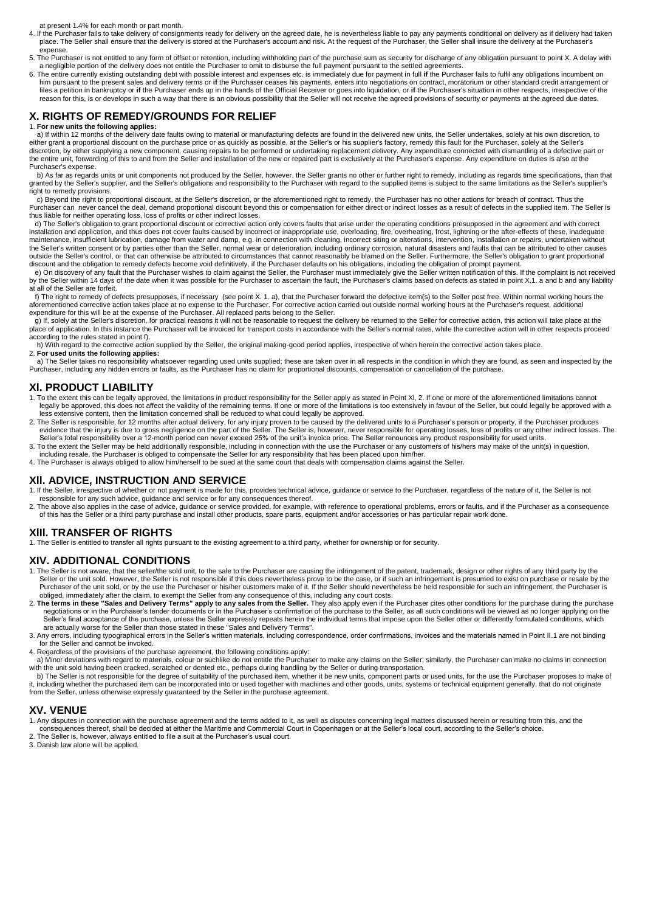at present 1.4% for each month or part month.

4. If the Purchaser fails to take delivery of consignments ready for delivery on the agreed date, he is nevertheless liable to pay any payments conditional on delivery as if delivery had taken place. The Seller shall ensure that the delivery is stored at the Purchaser's account and risk. At the request of the Purchaser, the Seller shall insure the delivery at the Purchaser's expense.
5. The Purchaser is not entitled to any form of offset or retention, including withholding part of the purchase sum as security for discharge of any obligation pursuant to point X. A delay with a negligible portion of the delivery does not entitle the Purchaser to omit to disburse the full payment pursuant to the settled agreements.
6. The entire currently existing outstanding debt with possible interest and expenses etc. is immediately due for payment in full **if** the Purchaser fails to fulfil any obligations incumbent on him pursuant to the present sales and delivery terms or **if** the Purchaser ceases his payments, enters into negotiations on contract, moratorium or other standard credit arrangement or files a petition in bankruptcy or **if** the Purchaser ends up in the hands of the Official Receiver or goes into liquidation, or **if** the Purchaser's situation in other respects, irrespective of the reason for this, is or develops in such a way that there is an obvious possibility that the Seller will not receive the agreed provisions of security or payments at the agreed due dates.

## X. RIGHTS OF REMEDY/GROUNDS FOR RELIEF

1. **For new units the following applies:**

a) If within 12 months of the delivery date faults owing to material or manufacturing defects are found in the delivered new units, the Seller undertakes, solely at his own discretion, to either grant a proportional discount on the purchase price or as quickly as possible, at the Seller's or his supplier's factory, remedy this fault for the Purchaser, solely at the Seller's discretion, by either supplying a new component, causing repairs to be performed or undertaking replacement delivery. Any expenditure connected with dismantling of a defective part or the entire unit, forwarding of this to and from the Seller and installation of the new or repaired part is exclusively at the Purchaser's expense. Any expenditure on duties is also at the Purchaser's expense.

b) As far as regards units or unit components not produced by the Seller, however, the Seller grants no other or further right to remedy, including as regards time specifications, than that granted by the Seller's supplier, and the Seller's obligations and responsibility to the Purchaser with regard to the supplied items is subject to the same limitations as the Seller's supplier's right to remedy provisions.

c) Beyond the right to proportional discount, at the Seller's discretion, or the aforementioned right to remedy, the Purchaser has no other actions for breach of contract. Thus the Purchaser can never cancel the deal, demand proportional discount beyond this or compensation for either direct or indirect losses as a result of defects in the supplied item. The Seller is thus liable for neither operating loss, loss of profits or other indirect losses.

d) The Seller's obligation to grant proportional discount or corrective action only covers faults that arise under the operating conditions presupposed in the agreement and with correct installation and application, and thus does not cover faults caused by incorrect or inappropriate use, overloading, fire, overheating, frost, lightning or the after-effects of these, inadequate maintenance, insufficient lubrication, damage from water and damp, e.g. in connection with cleaning, incorrect siting or alterations, intervention, installation or repairs, undertaken without the Seller's written consent or by parties other than the Seller, normal wear or deterioration, including ordinary corrosion, natural disasters and faults that can be attributed to other causes outside the Seller's control, or that can otherwise be attributed to circumstances that cannot reasonably be blamed on the Seller. Furthermore, the Seller's obligation to grant proportional discount and the obligation to remedy defects become void definitively, if the Purchaser defaults on his obligations, including the obligation of prompt payment.

e) On discovery of any fault that the Purchaser wishes to claim against the Seller, the Purchaser must immediately give the Seller written notification of this. If the complaint is not received by the Seller within 14 days of the date when it was possible for the Purchaser to ascertain the fault, the Purchaser's claims based on defects as stated in point X.1. a and b and any liability at all of the Seller are forfeit.

f) The right to remedy of defects presupposes, if necessary (see point X. 1. a), that the Purchaser forward the defective item(s) to the Seller post free. Within normal working hours the aforementioned corrective action takes place at no expense to the Purchaser. For corrective action carried out outside normal working hours at the Purchaser's request, additional expenditure for this will be at the expense of the Purchaser. All replaced parts belong to the Seller.

g) If, solely at the Seller's discretion, for practical reasons it will not be reasonable to request the delivery be returned to the Seller for corrective action, this action will take place at the place of application. In this instance the Purchaser will be invoiced for transport costs in accordance with the Seller's normal rates, while the corrective action will in other respects proceed according to the rules stated in point f).

h) With regard to the corrective action supplied by the Seller, the original making-good period applies, irrespective of when herein the corrective action takes place.

2. **For used units the following applies:**

a) The Seller takes no responsibility whatsoever regarding used units supplied; these are taken over in all respects in the condition in which they are found, as seen and inspected by the Purchaser, including any hidden errors or faults, as the Purchaser has no claim for proportional discounts, compensation or cancellation of the purchase.

## XI. PRODUCT LIABILITY

1. To the extent this can be legally approved, the limitations in product responsibility for the Seller apply as stated in Point XI, 2. If one or more of the aforementioned limitations cannot legally be approved, this does not affect the validity of the remaining terms. If one or more of the limitations is too extensively in favour of the Seller, but could legally be approved with a less extensive content, then the limitation concerned shall be reduced to what could legally be approved.
2. The Seller is responsible, for 12 months after actual delivery, for any injury proven to be caused by the delivered units to a Purchaser's person or property, if the Purchaser produces evidence that the injury is due to gross negligence on the part of the Seller. The Seller is, however, never responsible for operating losses, loss of profits or any other indirect losses. The Seller's total responsibility over a 12-month period can never exceed 25% of the unit's invoice price. The Seller renounces any product responsibility for used units.
3. To the extent the Seller may be held additionally responsible, including in connection with the use the Purchaser or any customers of his/hers may make of the unit(s) in question, including resale, the Purchaser is obliged to compensate the Seller for any responsibility that has been placed upon him/her.
4. The Purchaser is always obliged to allow him/herself to be sued at the same court that deals with compensation claims against the Seller.

## XII. ADVICE, INSTRUCTION AND SERVICE

1. If the Seller, irrespective of whether or not payment is made for this, provides technical advice, guidance or service to the Purchaser, regardless of the nature of it, the Seller is not responsible for any such advice, guidance and service or for any consequences thereof.
2. The above also applies in the case of advice, guidance or service provided, for example, with reference to operational problems, errors or faults, and if the Purchaser as a consequence of this has the Seller or a third party purchase and install other products, spare parts, equipment and/or accessories or has particular repair work done.

## XIII. TRANSFER OF RIGHTS

1. The Seller is entitled to transfer all rights pursuant to the existing agreement to a third party, whether for ownership or for security.

## XIV. ADDITIONAL CONDITIONS

1. The Seller is not aware, that the seller/the sold unit, to the sale to the Purchaser are causing the infringement of the patent, trademark, design or other rights of any third party by the Seller or the unit sold. However, the Seller is not responsible if this does nevertheless prove to be the case, or if such an infringement is presumed to exist on purchase or resale by the Purchaser of the unit sold, or by the use the Purchaser or his/her customers make of it. If the Seller should nevertheless be held responsible for such an infringement, the Purchaser is obliged, immediately after the claim, to exempt the Seller from any consequence of this, including any court costs.
2. **The terms in these "Sales and Delivery Terms" apply to any sales from the Seller.** They also apply even if the Purchaser cites other conditions for the purchase during the purchase negotiations or in the Purchaser's tender documents or in the Purchaser's confirmation of the purchase to the Seller, as all such conditions will be viewed as no longer applying on the Seller's final acceptance of the purchase, unless the Seller expressly repeats herein the individual terms that impose upon the Seller other or differently formulated conditions, which are actually worse for the Seller than those stated in these "Sales and Delivery Terms".
3. Any errors, including typographical errors in the Seller's written materials, including correspondence, order confirmations, invoices and the materials named in Point II.1 are not binding for the Seller and cannot be invoked.
4. Regardless of the provisions of the purchase agreement, the following conditions apply:

a) Minor deviations with regard to materials, colour or suchlike do not entitle the Purchaser to make any claims on the Seller; similarly, the Purchaser can make no claims in connection with the unit sold having been cracked, scratched or dented etc., perhaps during handling by the Seller or during transportation.

b) The Seller is not responsible for the degree of suitability of the purchased item, whether it be new units, component parts or used units, for the use the Purchaser proposes to make of it, including whether the purchased item can be incorporated into or used together with machines and other goods, units, systems or technical equipment generally, that do not originate from the Seller, unless otherwise expressly guaranteed by the Seller in the purchase agreement.

## XV. VENUE

1. Any disputes in connection with the purchase agreement and the terms added to it, as well as disputes concerning legal matters discussed herein or resulting from this, and the consequences thereof, shall be decided at either the Maritime and Commercial Court in Copenhagen or at the Seller's local court, according to the Seller's choice.
2. The Seller is, however, always entitled to file a suit at the Purchaser's usual court.
3. Danish law alone will be applied.